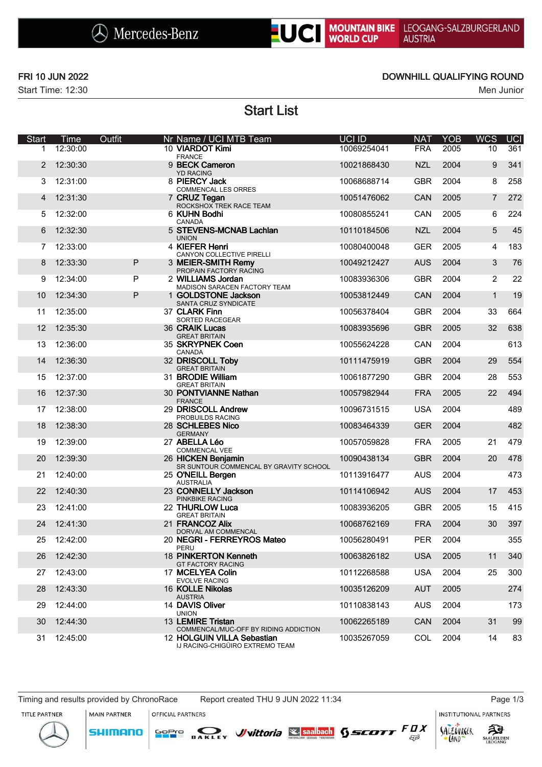Mercedes-Benz | UCI MOUNTAIN BIKE WORLD CUP | LEOGANG-SALZBURGERLAND AUSTRIA

FRI 10 JUN 2022

Start Time: 12:30

DOWNHILL QUALIFYING ROUND

Men Junior

# Start List

| Start | Time | Outfit | Nr | Name / UCI MTB Team | UCI ID | NAT | YOB | WCS | UCI |
|---|---|---|---|---|---|---|---|---|---|
| 1 | 12:30:00 | | 10 | **VIARDOT Kimi**<br>FRANCE | 10069254041 | FRA | 2005 | 10 | 361 |
| 2 | 12:30:30 | | 9 | **BECK Cameron**<br>YD RACING | 10021868430 | NZL | 2004 | 9 | 341 |
| 3 | 12:31:00 | | 8 | **PIERCY Jack**<br>COMMENCAL LES ORRES | 10068688714 | GBR | 2004 | 8 | 258 |
| 4 | 12:31:30 | | 7 | **CRUZ Tegan**<br>ROCKSHOX TREK RACE TEAM | 10051476062 | CAN | 2005 | 7 | 272 |
| 5 | 12:32:00 | | 6 | **KUHN Bodhi**<br>CANADA | 10080855241 | CAN | 2005 | 6 | 224 |
| 6 | 12:32:30 | | 5 | **STEVENS-MCNAB Lachlan**<br>UNION | 10110184506 | NZL | 2004 | 5 | 45 |
| 7 | 12:33:00 | | 4 | **KIEFER Henri**<br>CANYON COLLECTIVE PIRELLI | 10080400048 | GER | 2005 | 4 | 183 |
| 8 | 12:33:30 | P | 3 | **MEIER-SMITH Remy**<br>PROPAIN FACTORY RACING | 10049212427 | AUS | 2004 | 3 | 76 |
| 9 | 12:34:00 | P | 2 | **WILLIAMS Jordan**<br>MADISON SARACEN FACTORY TEAM | 10083936306 | GBR | 2004 | 2 | 22 |
| 10 | 12:34:30 | P | 1 | **GOLDSTONE Jackson**<br>SANTA CRUZ SYNDICATE | 10053812449 | CAN | 2004 | 1 | 19 |
| 11 | 12:35:00 | | 37 | **CLARK Finn**<br>SORTED RACEGEAR | 10056378404 | GBR | 2004 | 33 | 664 |
| 12 | 12:35:30 | | 36 | **CRAIK Lucas**<br>GREAT BRITAIN | 10083935696 | GBR | 2005 | 32 | 638 |
| 13 | 12:36:00 | | 35 | **SKRYPNEK Coen**<br>CANADA | 10055624228 | CAN | 2004 | | 613 |
| 14 | 12:36:30 | | 32 | **DRISCOLL Toby**<br>GREAT BRITAIN | 10111475919 | GBR | 2004 | 29 | 554 |
| 15 | 12:37:00 | | 31 | **BRODIE William**<br>GREAT BRITAIN | 10061877290 | GBR | 2004 | 28 | 553 |
| 16 | 12:37:30 | | 30 | **PONTVIANNE Nathan**<br>FRANCE | 10057982944 | FRA | 2005 | 22 | 494 |
| 17 | 12:38:00 | | 29 | **DRISCOLL Andrew**<br>PROBUILDS RACING | 10096731515 | USA | 2004 | | 489 |
| 18 | 12:38:30 | | 28 | **SCHLEBES Nico**<br>GERMANY | 10083464339 | GER | 2004 | | 482 |
| 19 | 12:39:00 | | 27 | **ABELLA Léo**<br>COMMENCAL VEE | 10057059828 | FRA | 2005 | 21 | 479 |
| 20 | 12:39:30 | | 26 | **HICKEN Benjamin**<br>SR SUNTOUR COMMENCAL BY GRAVITY SCHOOL | 10090438134 | GBR | 2004 | 20 | 478 |
| 21 | 12:40:00 | | 25 | **O'NEILL Bergen**<br>AUSTRALIA | 10113916477 | AUS | 2004 | | 473 |
| 22 | 12:40:30 | | 23 | **CONNELLY Jackson**<br>PINKBIKE RACING | 10114106942 | AUS | 2004 | 17 | 453 |
| 23 | 12:41:00 | | 22 | **THURLOW Luca**<br>GREAT BRITAIN | 10083936205 | GBR | 2005 | 15 | 415 |
| 24 | 12:41:30 | | 21 | **FRANCOZ Alix**<br>DORVAL AM COMMENCAL | 10068762169 | FRA | 2004 | 30 | 397 |
| 25 | 12:42:00 | | 20 | **NEGRI - FERREYROS Mateo**<br>PERU | 10056280491 | PER | 2004 | | 355 |
| 26 | 12:42:30 | | 18 | **PINKERTON Kenneth**<br>GT FACTORY RACING | 10063826182 | USA | 2005 | 11 | 340 |
| 27 | 12:43:00 | | 17 | **MCELYEA Colin**<br>EVOLVE RACING | 10112268588 | USA | 2004 | 25 | 300 |
| 28 | 12:43:30 | | 16 | **KOLLE Nikolas**<br>AUSTRIA | 10035126209 | AUT | 2005 | | 274 |
| 29 | 12:44:00 | | 14 | **DAVIS Oliver**<br>UNION | 10110838143 | AUS | 2004 | | 173 |
| 30 | 12:44:30 | | 13 | **LEMIRE Tristan**<br>COMMENCAL/MUC-OFF BY RIDING ADDICTION | 10062265189 | CAN | 2004 | 31 | 99 |
| 31 | 12:45:00 | | 12 | **HOLGUIN VILLA Sebastian**<br>IJ RACING-CHIGÜIRO EXTREMO TEAM | 10035267059 | COL | 2004 | 14 | 83 |

Timing and results provided by ChronoRace — Report created THU 9 JUN 2022 11:34

TITLE PARTNER: Mercedes-Benz | MAIN PARTNER: SHIMANO | OFFICIAL PARTNERS: GoPro, OAKLEY, vittoria, saalbach, SCOTT, FOX | INSTITUTIONAL PARTNERS: SALZBURGER LAND, SAALFELDEN LEOGANG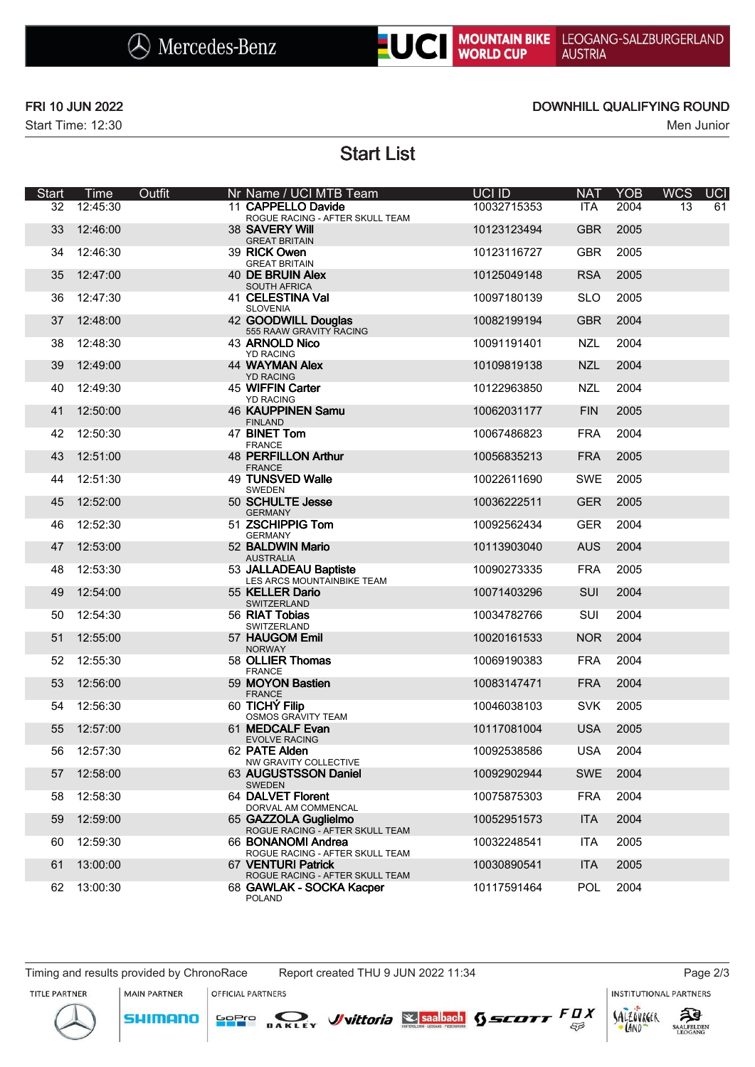FRI 10 JUN 2022 | DOWNHILL QUALIFYING ROUND

Start Time: 12:30 | Men Junior

# Start List

| Start | Time | Outfit | Nr | Name / UCI MTB Team | UCI ID | NAT | YOB | WCS | UCI |
|---|---|---|---|---|---|---|---|---|---|
| 32 | 12:45:30 | | 11 | **CAPPELLO Davide**<br>ROGUE RACING - AFTER SKULL TEAM | 10032715353 | ITA | 2004 | 13 | 61 |
| 33 | 12:46:00 | | 38 | **SAVERY Will**<br>GREAT BRITAIN | 10123123494 | GBR | 2005 | | |
| 34 | 12:46:30 | | 39 | **RICK Owen**<br>GREAT BRITAIN | 10123116727 | GBR | 2005 | | |
| 35 | 12:47:00 | | 40 | **DE BRUIN Alex**<br>SOUTH AFRICA | 10125049148 | RSA | 2005 | | |
| 36 | 12:47:30 | | 41 | **CELESTINA Val**<br>SLOVENIA | 10097180139 | SLO | 2005 | | |
| 37 | 12:48:00 | | 42 | **GOODWILL Douglas**<br>555 RAAW GRAVITY RACING | 10082199194 | GBR | 2004 | | |
| 38 | 12:48:30 | | 43 | **ARNOLD Nico**<br>YD RACING | 10091191401 | NZL | 2004 | | |
| 39 | 12:49:00 | | 44 | **WAYMAN Alex**<br>YD RACING | 10109819138 | NZL | 2004 | | |
| 40 | 12:49:30 | | 45 | **WIFFIN Carter**<br>YD RACING | 10122963850 | NZL | 2004 | | |
| 41 | 12:50:00 | | 46 | **KAUPPINEN Samu**<br>FINLAND | 10062031177 | FIN | 2005 | | |
| 42 | 12:50:30 | | 47 | **BINET Tom**<br>FRANCE | 10067486823 | FRA | 2004 | | |
| 43 | 12:51:00 | | 48 | **PERFILLON Arthur**<br>FRANCE | 10056835213 | FRA | 2005 | | |
| 44 | 12:51:30 | | 49 | **TUNSVED Walle**<br>SWEDEN | 10022611690 | SWE | 2005 | | |
| 45 | 12:52:00 | | 50 | **SCHULTE Jesse**<br>GERMANY | 10036222511 | GER | 2005 | | |
| 46 | 12:52:30 | | 51 | **ZSCHIPPIG Tom**<br>GERMANY | 10092562434 | GER | 2004 | | |
| 47 | 12:53:00 | | 52 | **BALDWIN Mario**<br>AUSTRALIA | 10113903040 | AUS | 2004 | | |
| 48 | 12:53:30 | | 53 | **JALLADEAU Baptiste**<br>LES ARCS MOUNTAINBIKE TEAM | 10090273335 | FRA | 2005 | | |
| 49 | 12:54:00 | | 55 | **KELLER Dario**<br>SWITZERLAND | 10071403296 | SUI | 2004 | | |
| 50 | 12:54:30 | | 56 | **RIAT Tobias**<br>SWITZERLAND | 10034782766 | SUI | 2004 | | |
| 51 | 12:55:00 | | 57 | **HAUGOM Emil**<br>NORWAY | 10020161533 | NOR | 2004 | | |
| 52 | 12:55:30 | | 58 | **OLLIER Thomas**<br>FRANCE | 10069190383 | FRA | 2004 | | |
| 53 | 12:56:00 | | 59 | **MOYON Bastien**<br>FRANCE | 10083147471 | FRA | 2004 | | |
| 54 | 12:56:30 | | 60 | **TICHÝ Filip**<br>OSMOS GRAVITY TEAM | 10046038103 | SVK | 2005 | | |
| 55 | 12:57:00 | | 61 | **MEDCALF Evan**<br>EVOLVE RACING | 10117081004 | USA | 2005 | | |
| 56 | 12:57:30 | | 62 | **PATE Alden**<br>NW GRAVITY COLLECTIVE | 10092538586 | USA | 2004 | | |
| 57 | 12:58:00 | | 63 | **AUGUSTSSON Daniel**<br>SWEDEN | 10092902944 | SWE | 2004 | | |
| 58 | 12:58:30 | | 64 | **DALVET Florent**<br>DORVAL AM COMMENCAL | 10075875303 | FRA | 2004 | | |
| 59 | 12:59:00 | | 65 | **GAZZOLA Guglielmo**<br>ROGUE RACING - AFTER SKULL TEAM | 10052951573 | ITA | 2004 | | |
| 60 | 12:59:30 | | 66 | **BONANOMI Andrea**<br>ROGUE RACING - AFTER SKULL TEAM | 10032248541 | ITA | 2005 | | |
| 61 | 13:00:00 | | 67 | **VENTURI Patrick**<br>ROGUE RACING - AFTER SKULL TEAM | 10030890541 | ITA | 2005 | | |
| 62 | 13:00:30 | | 68 | **GAWLAK - SOCKA Kacper**<br>POLAND | 10117591464 | POL | 2004 | | |

Timing and results provided by ChronoRace | Report created THU 9 JUN 2022 11:34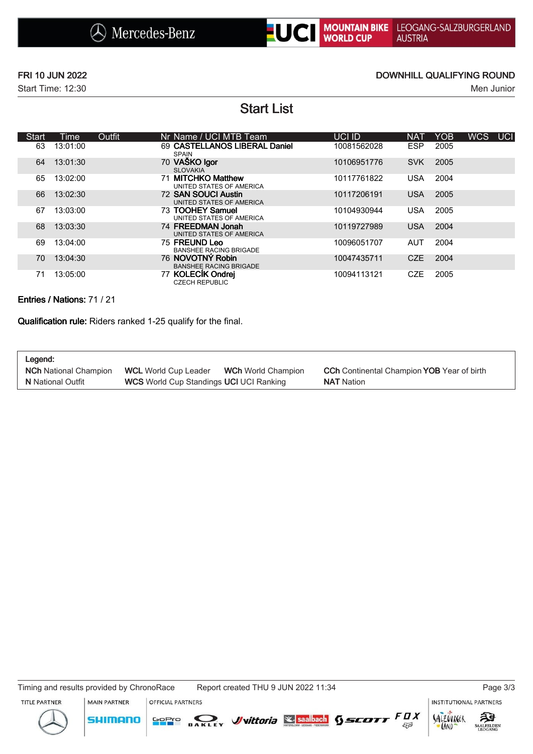FRI 10 JUN 2022

Start Time: 12:30

DOWNHILL QUALIFYING ROUND

Men Junior

# Start List

| Start | Time | Outfit | Nr | Name / UCI MTB Team | UCI ID | NAT | YOB | WCS | UCI |
|---|---|---|---|---|---|---|---|---|---|
| 63 | 13:01:00 | | 69 | **CASTELLANOS LIBERAL Daniel**<br>SPAIN | 10081562028 | ESP | 2005 | | |
| 64 | 13:01:30 | | 70 | **VAŠKO Igor**<br>SLOVAKIA | 10106951776 | SVK | 2005 | | |
| 65 | 13:02:00 | | 71 | **MITCHKO Matthew**<br>UNITED STATES OF AMERICA | 10117761822 | USA | 2004 | | |
| 66 | 13:02:30 | | 72 | **SAN SOUCI Austin**<br>UNITED STATES OF AMERICA | 10117206191 | USA | 2005 | | |
| 67 | 13:03:00 | | 73 | **TOOHEY Samuel**<br>UNITED STATES OF AMERICA | 10104930944 | USA | 2005 | | |
| 68 | 13:03:30 | | 74 | **FREEDMAN Jonah**<br>UNITED STATES OF AMERICA | 10119727989 | USA | 2004 | | |
| 69 | 13:04:00 | | 75 | **FREUND Leo**<br>BANSHEE RACING BRIGADE | 10096051707 | AUT | 2004 | | |
| 70 | 13:04:30 | | 76 | **NOVOTNÝ Robin**<br>BANSHEE RACING BRIGADE | 10047435711 | CZE | 2004 | | |
| 71 | 13:05:00 | | 77 | **KOLECÍK Ondrej**<br>CZECH REPUBLIC | 10094113121 | CZE | 2005 | | |

**Entries / Nations:** 71 / 21

**Qualification rule:** Riders ranked 1-25 qualify for the final.

**Legend:**
**NCh** National Champion **WCL** World Cup Leader **WCh** World Champion **CCh** Continental Champion **YOB** Year of birth
**N** National Outfit **WCS** World Cup Standings **UCI** UCI Ranking **NAT** Nation

Timing and results provided by ChronoRace Report created THU 9 JUN 2022 11:34